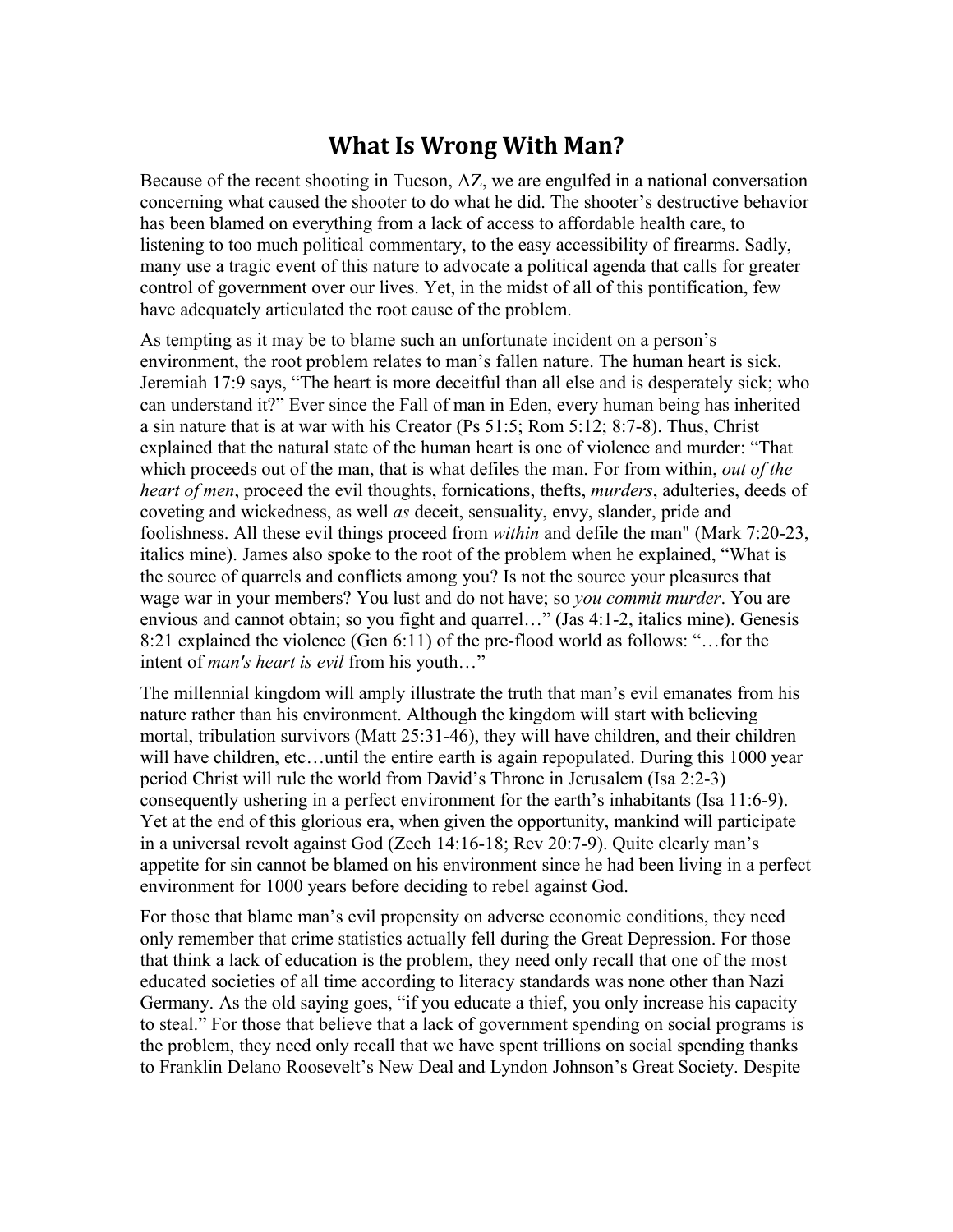# What Is Wrong With Man?

Because of the recent shooting in Tucson, AZ, we are engulfed in a national conversation concerning what caused the shooter to do what he did. The shooter's destructive behavior has been blamed on everything from a lack of access to affordable health care, to listening to too much political commentary, to the easy accessibility of firearms. Sadly, many use a tragic event of this nature to advocate a political agenda that calls for greater control of government over our lives. Yet, in the midst of all of this pontification, few have adequately articulated the root cause of the problem.

As tempting as it may be to blame such an unfortunate incident on a person's environment, the root problem relates to man's fallen nature. The human heart is sick. Jeremiah 17:9 says, "The heart is more deceitful than all else and is desperately sick; who can understand it?" Ever since the Fall of man in Eden, every human being has inherited a sin nature that is at war with his Creator (Ps 51:5; Rom 5:12; 8:7-8). Thus, Christ explained that the natural state of the human heart is one of violence and murder: "That which proceeds out of the man, that is what defiles the man. For from within, *out of the heart of men*, proceed the evil thoughts, fornications, thefts, *murders*, adulteries, deeds of coveting and wickedness, as well *as* deceit, sensuality, envy, slander, pride and foolishness. All these evil things proceed from *within* and defile the man" (Mark 7:20-23, italics mine). James also spoke to the root of the problem when he explained, "What is the source of quarrels and conflicts among you? Is not the source your pleasures that wage war in your members? You lust and do not have; so *you commit murder*. You are envious and cannot obtain; so you fight and quarrel…" (Jas 4:1-2, italics mine). Genesis 8:21 explained the violence (Gen 6:11) of the pre-flood world as follows: "…for the intent of *man's heart is evil* from his youth…"

The millennial kingdom will amply illustrate the truth that man's evil emanates from his nature rather than his environment. Although the kingdom will start with believing mortal, tribulation survivors (Matt 25:31-46), they will have children, and their children will have children, etc…until the entire earth is again repopulated. During this 1000 year period Christ will rule the world from David's Throne in Jerusalem (Isa 2:2-3) consequently ushering in a perfect environment for the earth's inhabitants (Isa 11:6-9). Yet at the end of this glorious era, when given the opportunity, mankind will participate in a universal revolt against God (Zech 14:16-18; Rev 20:7-9). Quite clearly man's appetite for sin cannot be blamed on his environment since he had been living in a perfect environment for 1000 years before deciding to rebel against God.

For those that blame man's evil propensity on adverse economic conditions, they need only remember that crime statistics actually fell during the Great Depression. For those that think a lack of education is the problem, they need only recall that one of the most educated societies of all time according to literacy standards was none other than Nazi Germany. As the old saying goes, "if you educate a thief, you only increase his capacity to steal." For those that believe that a lack of government spending on social programs is the problem, they need only recall that we have spent trillions on social spending thanks to Franklin Delano Roosevelt's New Deal and Lyndon Johnson's Great Society. Despite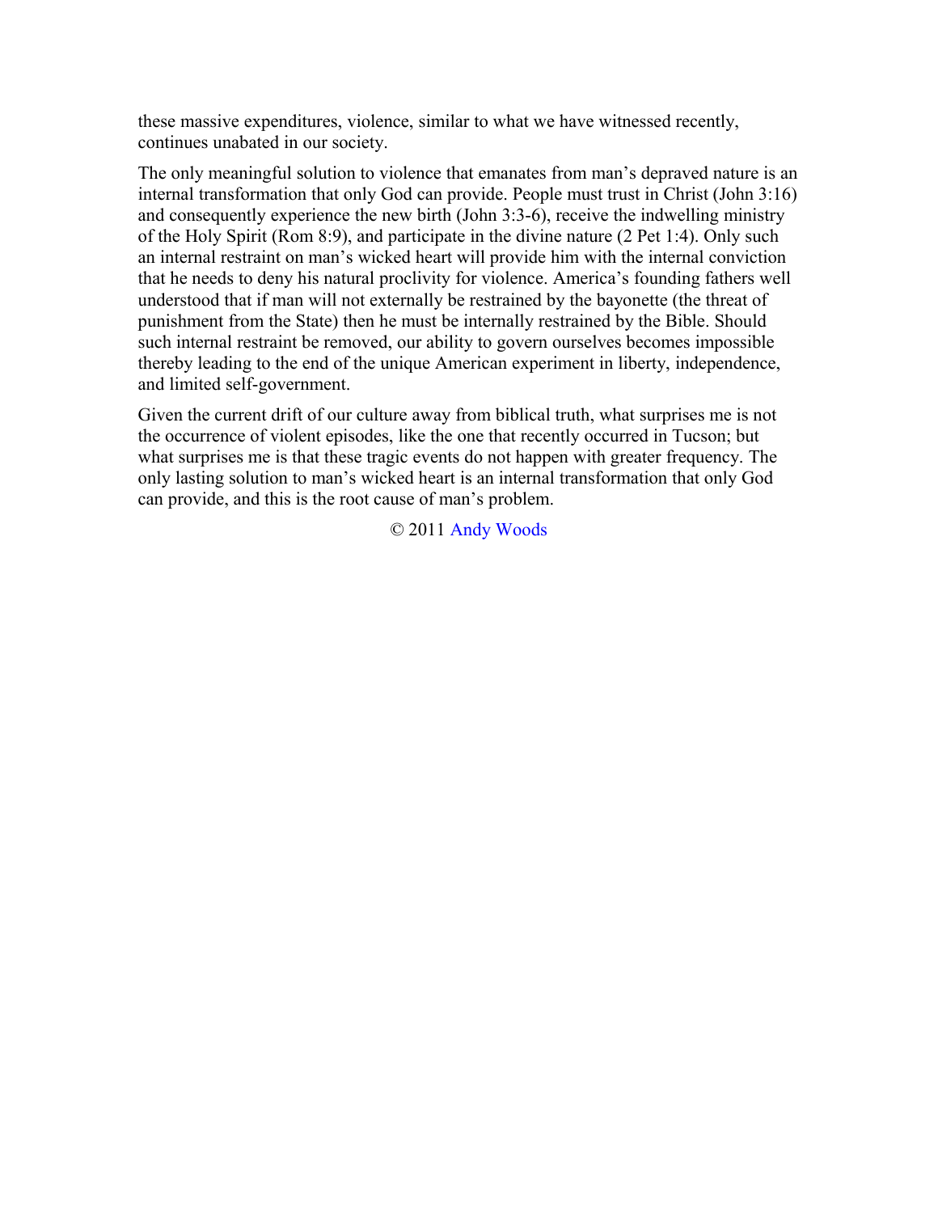these massive expenditures, violence, similar to what we have witnessed recently, continues unabated in our society.

The only meaningful solution to violence that emanates from man's depraved nature is an internal transformation that only God can provide. People must trust in Christ (John 3:16) and consequently experience the new birth (John 3:3-6), receive the indwelling ministry of the Holy Spirit (Rom 8:9), and participate in the divine nature (2 Pet 1:4). Only such an internal restraint on man's wicked heart will provide him with the internal conviction that he needs to deny his natural proclivity for violence. America's founding fathers well understood that if man will not externally be restrained by the bayonette (the threat of punishment from the State) then he must be internally restrained by the Bible. Should such internal restraint be removed, our ability to govern ourselves becomes impossible thereby leading to the end of the unique American experiment in liberty, independence, and limited self-government.

Given the current drift of our culture away from biblical truth, what surprises me is not the occurrence of violent episodes, like the one that recently occurred in Tucson; but what surprises me is that these tragic events do not happen with greater frequency. The only lasting solution to man's wicked heart is an internal transformation that only God can provide, and this is the root cause of man's problem.

© 2011 Andy Woods